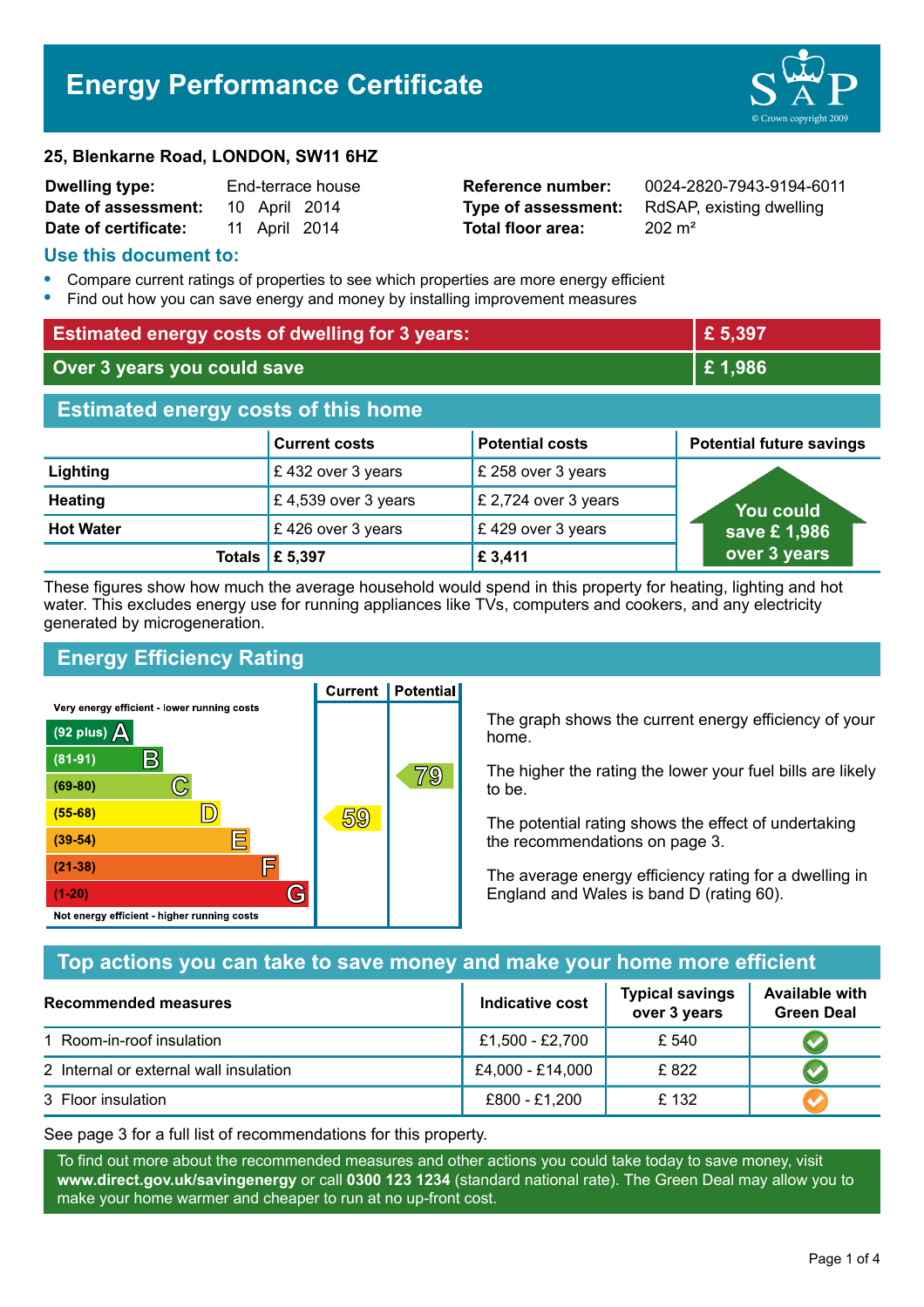# Energy Performance Certificate

**25, Blenkarne Road, LONDON, SW11 6HZ**

| | | | |
|---|---|---|---|
| **Dwelling type:** | End-terrace house | **Reference number:** | 0024-2820-7943-9194-6011 |
| **Date of assessment:** | 10 April 2014 | **Type of assessment:** | RdSAP, existing dwelling |
| **Date of certificate:** | 11 April 2014 | **Total floor area:** | 202 m² |

## Use this document to:

- Compare current ratings of properties to see which properties are more energy efficient
- Find out how you can save energy and money by installing improvement measures

| | |
|---|---|
| **Estimated energy costs of dwelling for 3 years:** | **£ 5,397** |
| **Over 3 years you could save** | **£ 1,986** |

## Estimated energy costs of this home

| | Current costs | Potential costs | Potential future savings |
|---|---|---|---|
| **Lighting** | £ 432 over 3 years | £ 258 over 3 years | You could save £ 1,986 over 3 years |
| **Heating** | £ 4,539 over 3 years | £ 2,724 over 3 years | |
| **Hot Water** | £ 426 over 3 years | £ 429 over 3 years | |
| **Totals** | **£ 5,397** | **£ 3,411** | |

These figures show how much the average household would spend in this property for heating, lighting and hot water. This excludes energy use for running appliances like TVs, computers and cookers, and any electricity generated by microgeneration.

## Energy Efficiency Rating

Very energy efficient - lower running costs

| Band | Current | Potential |
|---|---|---|
| (92 plus) A | | |
| (81-91) B | | |
| (69-80) C | | 79 |
| (55-68) D | 59 | |
| (39-54) E | | |
| (21-38) F | | |
| (1-20) G | | |

Not energy efficient - higher running costs

The graph shows the current energy efficiency of your home.

The higher the rating the lower your fuel bills are likely to be.

The potential rating shows the effect of undertaking the recommendations on page 3.

The average energy efficiency rating for a dwelling in England and Wales is band D (rating 60).

## Top actions you can take to save money and make your home more efficient

| Recommended measures | Indicative cost | Typical savings over 3 years | Available with Green Deal |
|---|---|---|---|
| 1 Room-in-roof insulation | £1,500 - £2,700 | £ 540 | ✔ |
| 2 Internal or external wall insulation | £4,000 - £14,000 | £ 822 | ✔ |
| 3 Floor insulation | £800 - £1,200 | £ 132 | ✔ |

See page 3 for a full list of recommendations for this property.

To find out more about the recommended measures and other actions you could take today to save money, visit **www.direct.gov.uk/savingenergy** or call **0300 123 1234** (standard national rate). The Green Deal may allow you to make your home warmer and cheaper to run at no up-front cost.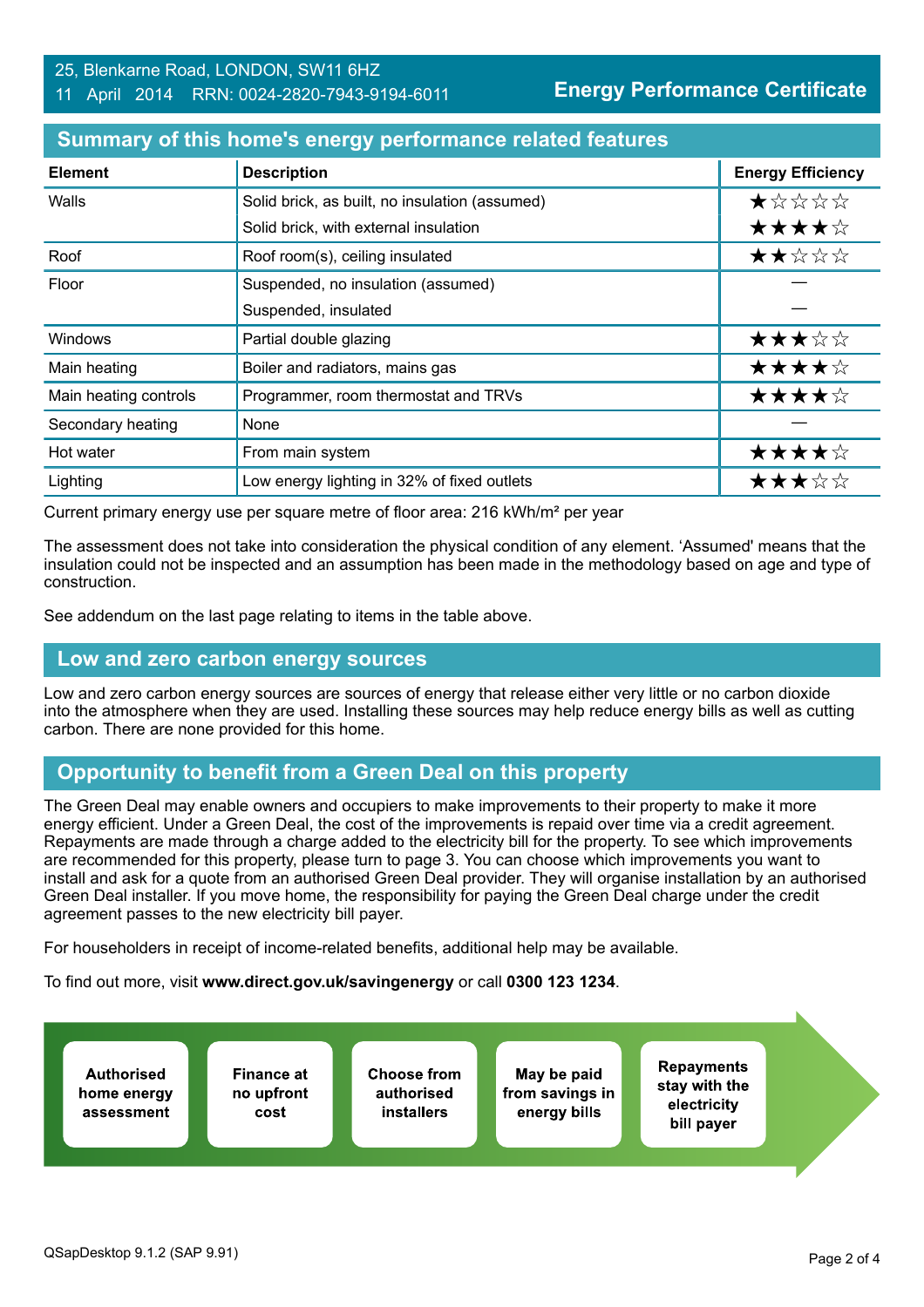25, Blenkarne Road, LONDON, SW11 6HZ
11 April 2014 RRN: 0024-2820-7943-9194-6011

**Energy Performance Certificate**

## Summary of this home's energy performance related features

| Element | Description | Energy Efficiency |
|---|---|---|
| Walls | Solid brick, as built, no insulation (assumed) | ★☆☆☆☆ |
| | Solid brick, with external insulation | ★★★★☆ |
| Roof | Roof room(s), ceiling insulated | ★★☆☆☆ |
| Floor | Suspended, no insulation (assumed) | — |
| | Suspended, insulated | — |
| Windows | Partial double glazing | ★★★☆☆ |
| Main heating | Boiler and radiators, mains gas | ★★★★☆ |
| Main heating controls | Programmer, room thermostat and TRVs | ★★★★☆ |
| Secondary heating | None | — |
| Hot water | From main system | ★★★★☆ |
| Lighting | Low energy lighting in 32% of fixed outlets | ★★★☆☆ |

Current primary energy use per square metre of floor area: 216 kWh/m² per year

The assessment does not take into consideration the physical condition of any element. 'Assumed' means that the insulation could not be inspected and an assumption has been made in the methodology based on age and type of construction.

See addendum on the last page relating to items in the table above.

## Low and zero carbon energy sources

Low and zero carbon energy sources are sources of energy that release either very little or no carbon dioxide into the atmosphere when they are used. Installing these sources may help reduce energy bills as well as cutting carbon. There are none provided for this home.

## Opportunity to benefit from a Green Deal on this property

The Green Deal may enable owners and occupiers to make improvements to their property to make it more energy efficient. Under a Green Deal, the cost of the improvements is repaid over time via a credit agreement. Repayments are made through a charge added to the electricity bill for the property. To see which improvements are recommended for this property, please turn to page 3. You can choose which improvements you want to install and ask for a quote from an authorised Green Deal provider. They will organise installation by an authorised Green Deal installer. If you move home, the responsibility for paying the Green Deal charge under the credit agreement passes to the new electricity bill payer.

For householders in receipt of income-related benefits, additional help may be available.

To find out more, visit **www.direct.gov.uk/savingenergy** or call **0300 123 1234**.

- **Authorised home energy assessment**
- **Finance at no upfront cost**
- **Choose from authorised installers**
- **May be paid from savings in energy bills**
- **Repayments stay with the electricity bill payer**

QSapDesktop 9.1.2 (SAP 9.91)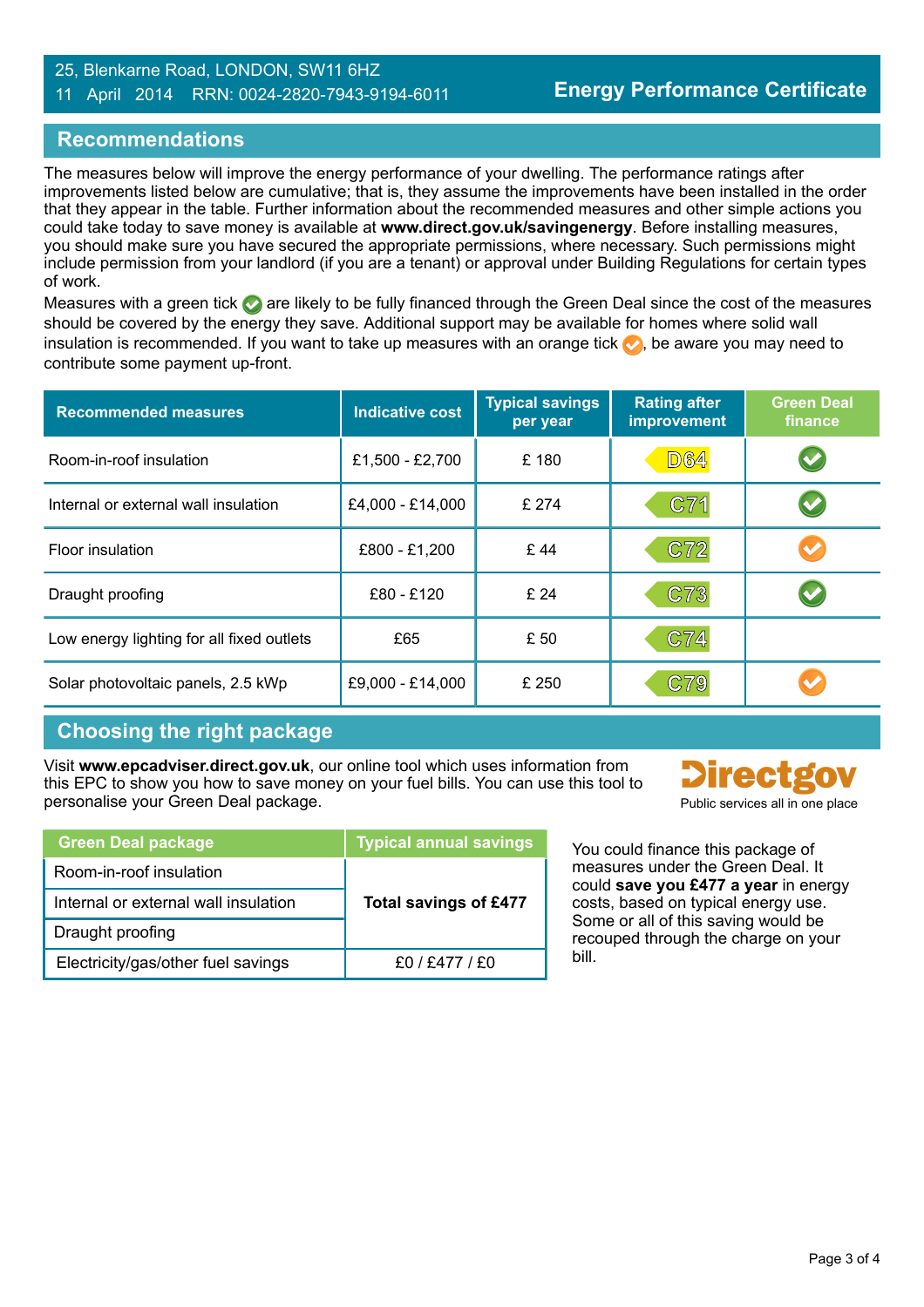25, Blenkarne Road, LONDON, SW11 6HZ
11 April 2014 RRN: 0024-2820-7943-9194-6011

**Energy Performance Certificate**

## Recommendations

The measures below will improve the energy performance of your dwelling. The performance ratings after improvements listed below are cumulative; that is, they assume the improvements have been installed in the order that they appear in the table. Further information about the recommended measures and other simple actions you could take today to save money is available at **www.direct.gov.uk/savingenergy**. Before installing measures, you should make sure you have secured the appropriate permissions, where necessary. Such permissions might include permission from your landlord (if you are a tenant) or approval under Building Regulations for certain types of work.

Measures with a green tick ✔ are likely to be fully financed through the Green Deal since the cost of the measures should be covered by the energy they save. Additional support may be available for homes where solid wall insulation is recommended. If you want to take up measures with an orange tick ✔, be aware you may need to contribute some payment up-front.

| Recommended measures | Indicative cost | Typical savings per year | Rating after improvement | Green Deal finance |
|---|---|---|---|---|
| Room-in-roof insulation | £1,500 - £2,700 | £ 180 | D64 | ✔ (green) |
| Internal or external wall insulation | £4,000 - £14,000 | £ 274 | C71 | ✔ (green) |
| Floor insulation | £800 - £1,200 | £ 44 | C72 | ✔ (orange) |
| Draught proofing | £80 - £120 | £ 24 | C73 | ✔ (green) |
| Low energy lighting for all fixed outlets | £65 | £ 50 | C74 | |
| Solar photovoltaic panels, 2.5 kWp | £9,000 - £14,000 | £ 250 | C79 | ✔ (orange) |

## Choosing the right package

Visit **www.epcadviser.direct.gov.uk**, our online tool which uses information from this EPC to show you how to save money on your fuel bills. You can use this tool to personalise your Green Deal package.

Directgov
Public services all in one place

| Green Deal package | Typical annual savings |
|---|---|
| Room-in-roof insulation | **Total savings of £477** |
| Internal or external wall insulation | |
| Draught proofing | |
| Electricity/gas/other fuel savings | £0 / £477 / £0 |

You could finance this package of measures under the Green Deal. It could **save you £477 a year** in energy costs, based on typical energy use. Some or all of this saving would be recouped through the charge on your bill.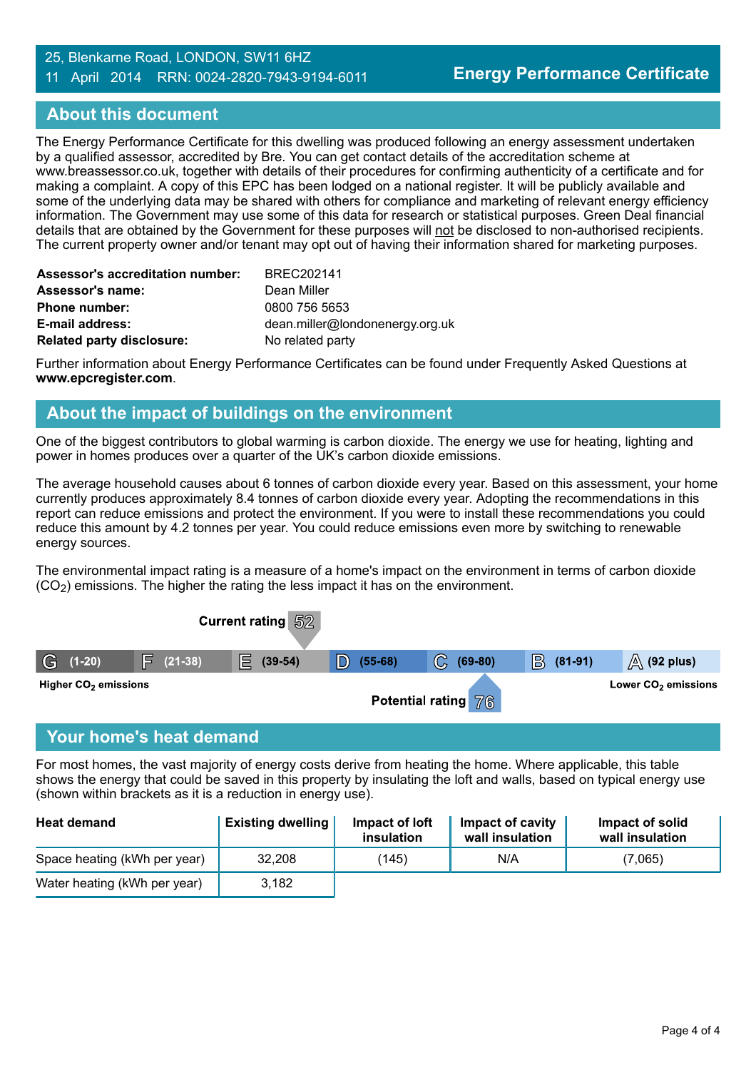25, Blenkarne Road, LONDON, SW11 6HZ
11 April 2014 RRN: 0024-2820-7943-9194-6011

**Energy Performance Certificate**

## About this document

The Energy Performance Certificate for this dwelling was produced following an energy assessment undertaken by a qualified assessor, accredited by Bre. You can get contact details of the accreditation scheme at www.breassessor.co.uk, together with details of their procedures for confirming authenticity of a certificate and for making a complaint. A copy of this EPC has been lodged on a national register. It will be publicly available and some of the underlying data may be shared with others for compliance and marketing of relevant energy efficiency information. The Government may use some of this data for research or statistical purposes. Green Deal financial details that are obtained by the Government for these purposes will not be disclosed to non-authorised recipients. The current property owner and/or tenant may opt out of having their information shared for marketing purposes.

| | |
|---|---|
| **Assessor's accreditation number:** | BREC202141 |
| **Assessor's name:** | Dean Miller |
| **Phone number:** | 0800 756 5653 |
| **E-mail address:** | dean.miller@londonenergy.org.uk |
| **Related party disclosure:** | No related party |

Further information about Energy Performance Certificates can be found under Frequently Asked Questions at **www.epcregister.com**.

## About the impact of buildings on the environment

One of the biggest contributors to global warming is carbon dioxide. The energy we use for heating, lighting and power in homes produces over a quarter of the UK's carbon dioxide emissions.

The average household causes about 6 tonnes of carbon dioxide every year. Based on this assessment, your home currently produces approximately 8.4 tonnes of carbon dioxide every year. Adopting the recommendations in this report can reduce emissions and protect the environment. If you were to install these recommendations you could reduce this amount by 4.2 tonnes per year. You could reduce emissions even more by switching to renewable energy sources.

The environmental impact rating is a measure of a home's impact on the environment in terms of carbon dioxide ($CO_2$) emissions. The higher the rating the less impact it has on the environment.

Current rating 52

G (1-20) F (21-38) E (39-54) D (55-68) C (69-80) B (81-91) A (92 plus)

Higher $CO_2$ emissions

Lower $CO_2$ emissions

Potential rating 76

## Your home's heat demand

For most homes, the vast majority of energy costs derive from heating the home. Where applicable, this table shows the energy that could be saved in this property by insulating the loft and walls, based on typical energy use (shown within brackets as it is a reduction in energy use).

| Heat demand | Existing dwelling | Impact of loft insulation | Impact of cavity wall insulation | Impact of solid wall insulation |
|---|---|---|---|---|
| Space heating (kWh per year) | 32,208 | (145) | N/A | (7,065) |
| Water heating (kWh per year) | 3,182 | | | |